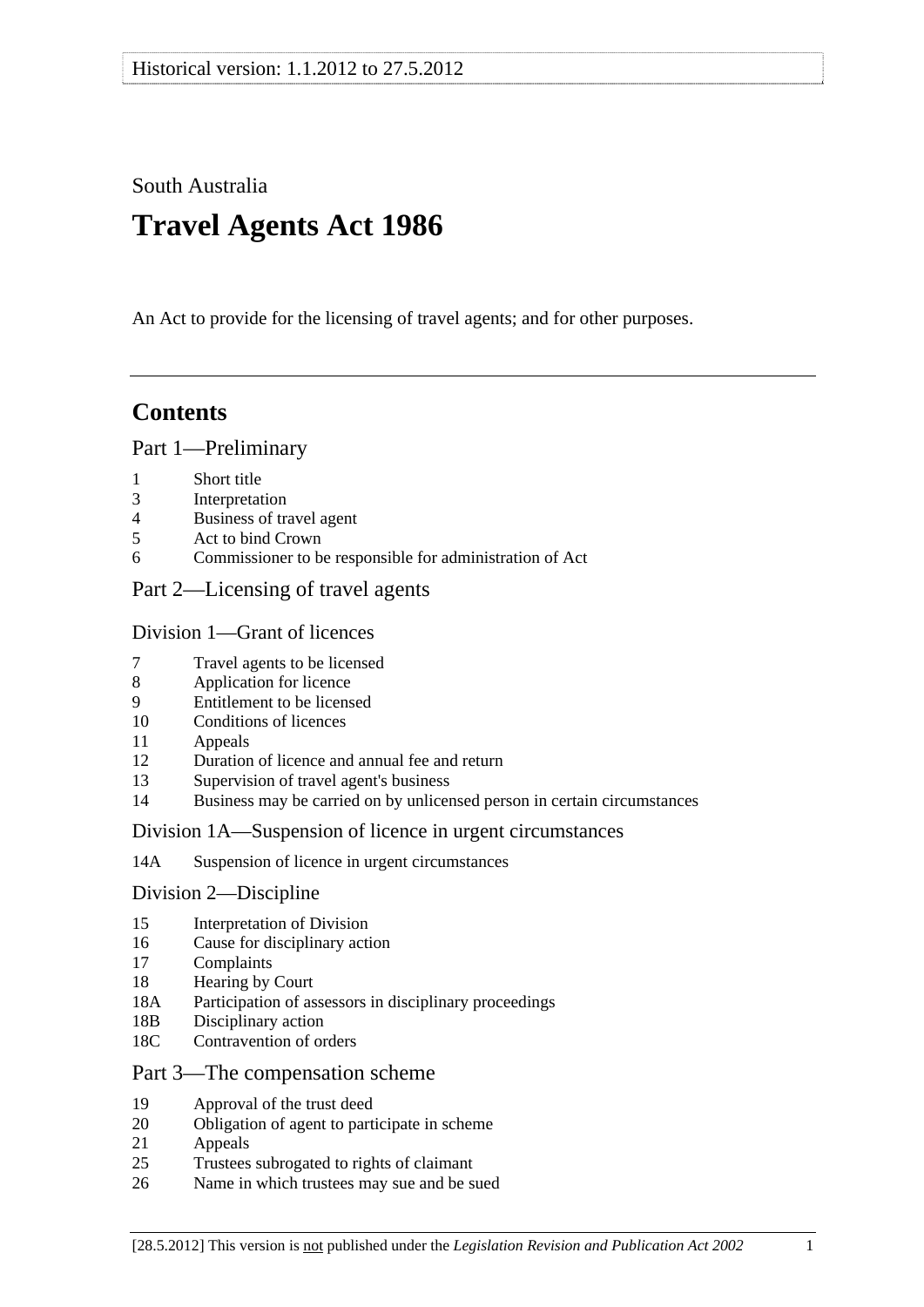Historical version: 1.1.2012 to 27.5.2012

South Australia

# Travel Agents Act 1986

An Act to provide for the licensing of travel agents; and for other purposes.

---

## Contents

### Part 1—Preliminary

1 Short title
3 Interpretation
4 Business of travel agent
5 Act to bind Crown
6 Commissioner to be responsible for administration of Act

### Part 2—Licensing of travel agents

#### Division 1—Grant of licences

7 Travel agents to be licensed
8 Application for licence
9 Entitlement to be licensed
10 Conditions of licences
11 Appeals
12 Duration of licence and annual fee and return
13 Supervision of travel agent's business
14 Business may be carried on by unlicensed person in certain circumstances

#### Division 1A—Suspension of licence in urgent circumstances

14A Suspension of licence in urgent circumstances

#### Division 2—Discipline

15 Interpretation of Division
16 Cause for disciplinary action
17 Complaints
18 Hearing by Court
18A Participation of assessors in disciplinary proceedings
18B Disciplinary action
18C Contravention of orders

### Part 3—The compensation scheme

19 Approval of the trust deed
20 Obligation of agent to participate in scheme
21 Appeals
25 Trustees subrogated to rights of claimant
26 Name in which trustees may sue and be sued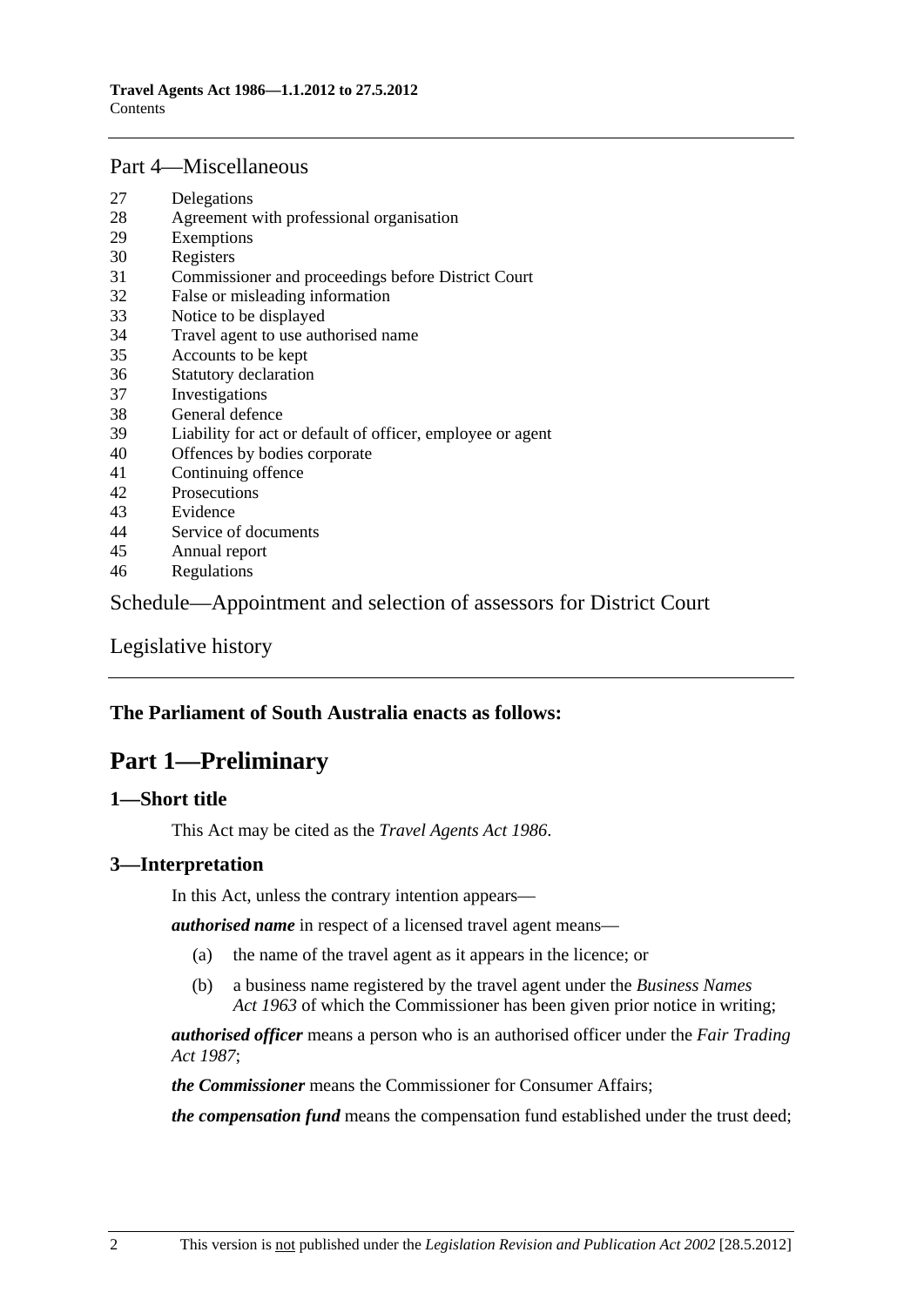## Part 4—Miscellaneous

27 Delegations
28 Agreement with professional organisation
29 Exemptions
30 Registers
31 Commissioner and proceedings before District Court
32 False or misleading information
33 Notice to be displayed
34 Travel agent to use authorised name
35 Accounts to be kept
36 Statutory declaration
37 Investigations
38 General defence
39 Liability for act or default of officer, employee or agent
40 Offences by bodies corporate
41 Continuing offence
42 Prosecutions
43 Evidence
44 Service of documents
45 Annual report
46 Regulations

## Schedule—Appointment and selection of assessors for District Court

## Legislative history

**The Parliament of South Australia enacts as follows:**

# Part 1—Preliminary

### 1—Short title

This Act may be cited as the *Travel Agents Act 1986*.

### 3—Interpretation

In this Act, unless the contrary intention appears—

***authorised name*** in respect of a licensed travel agent means—

(a) the name of the travel agent as it appears in the licence; or

(b) a business name registered by the travel agent under the *Business Names Act 1963* of which the Commissioner has been given prior notice in writing;

***authorised officer*** means a person who is an authorised officer under the *Fair Trading Act 1987*;

***the Commissioner*** means the Commissioner for Consumer Affairs;

***the compensation fund*** means the compensation fund established under the trust deed;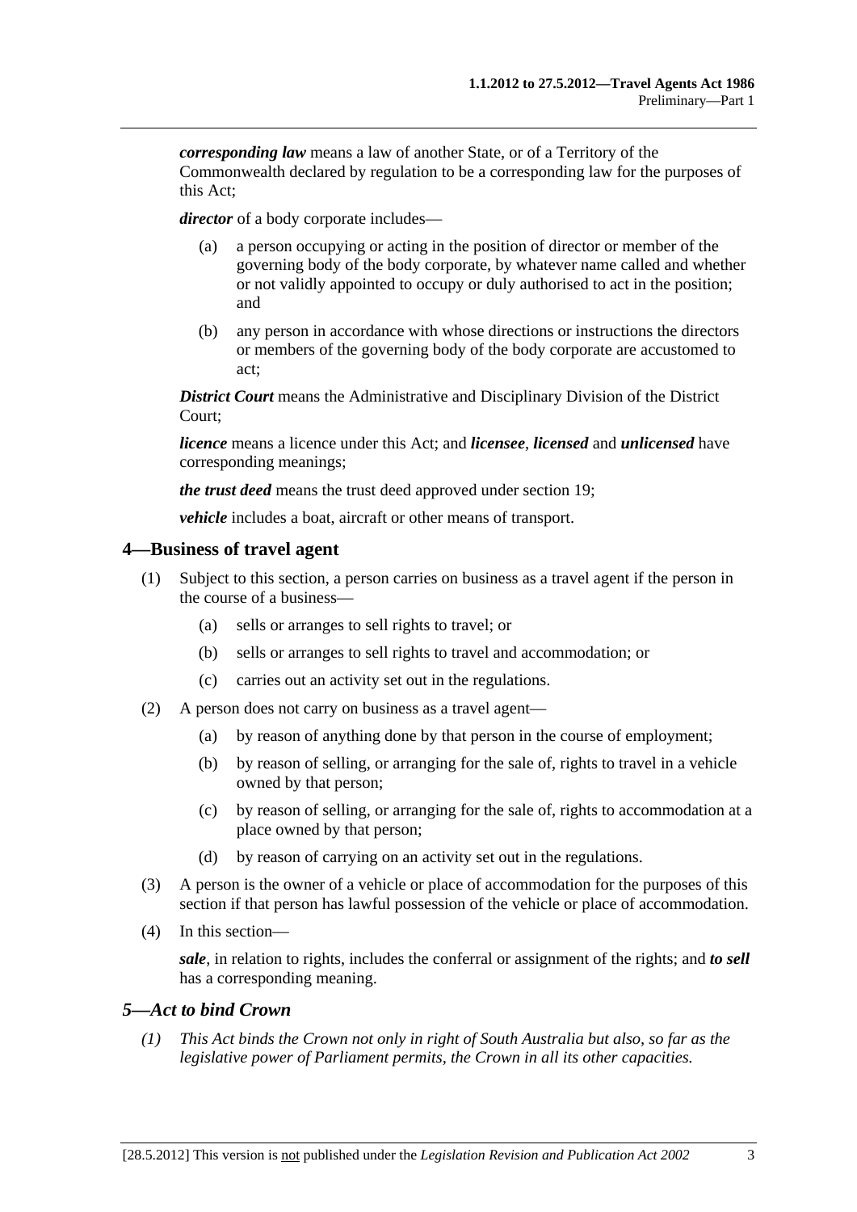***corresponding law*** means a law of another State, or of a Territory of the Commonwealth declared by regulation to be a corresponding law for the purposes of this Act;

***director*** of a body corporate includes—

(a) a person occupying or acting in the position of director or member of the governing body of the body corporate, by whatever name called and whether or not validly appointed to occupy or duly authorised to act in the position; and

(b) any person in accordance with whose directions or instructions the directors or members of the governing body of the body corporate are accustomed to act;

***District Court*** means the Administrative and Disciplinary Division of the District Court;

***licence*** means a licence under this Act; and ***licensee***, ***licensed*** and ***unlicensed*** have corresponding meanings;

***the trust deed*** means the trust deed approved under section 19;

***vehicle*** includes a boat, aircraft or other means of transport.

## 4—Business of travel agent

(1) Subject to this section, a person carries on business as a travel agent if the person in the course of a business—

(a) sells or arranges to sell rights to travel; or

(b) sells or arranges to sell rights to travel and accommodation; or

(c) carries out an activity set out in the regulations.

(2) A person does not carry on business as a travel agent—

(a) by reason of anything done by that person in the course of employment;

(b) by reason of selling, or arranging for the sale of, rights to travel in a vehicle owned by that person;

(c) by reason of selling, or arranging for the sale of, rights to accommodation at a place owned by that person;

(d) by reason of carrying on an activity set out in the regulations.

(3) A person is the owner of a vehicle or place of accommodation for the purposes of this section if that person has lawful possession of the vehicle or place of accommodation.

(4) In this section—

***sale***, in relation to rights, includes the conferral or assignment of the rights; and ***to sell*** has a corresponding meaning.

## *5—Act to bind Crown*

*(1) This Act binds the Crown not only in right of South Australia but also, so far as the legislative power of Parliament permits, the Crown in all its other capacities.*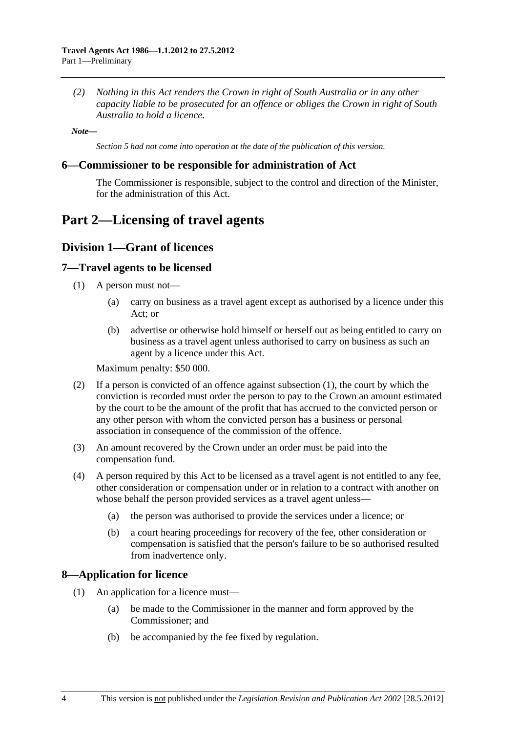*(2) Nothing in this Act renders the Crown in right of South Australia or in any other capacity liable to be prosecuted for an offence or obliges the Crown in right of South Australia to hold a licence.*

***Note—***

*Section 5 had not come into operation at the date of the publication of this version.*

### 6—Commissioner to be responsible for administration of Act

The Commissioner is responsible, subject to the control and direction of the Minister, for the administration of this Act.

# Part 2—Licensing of travel agents

## Division 1—Grant of licences

### 7—Travel agents to be licensed

(1) A person must not—

(a) carry on business as a travel agent except as authorised by a licence under this Act; or

(b) advertise or otherwise hold himself or herself out as being entitled to carry on business as a travel agent unless authorised to carry on business as such an agent by a licence under this Act.

Maximum penalty: $50 000.

(2) If a person is convicted of an offence against subsection (1), the court by which the conviction is recorded must order the person to pay to the Crown an amount estimated by the court to be the amount of the profit that has accrued to the convicted person or any other person with whom the convicted person has a business or personal association in consequence of the commission of the offence.

(3) An amount recovered by the Crown under an order must be paid into the compensation fund.

(4) A person required by this Act to be licensed as a travel agent is not entitled to any fee, other consideration or compensation under or in relation to a contract with another on whose behalf the person provided services as a travel agent unless—

(a) the person was authorised to provide the services under a licence; or

(b) a court hearing proceedings for recovery of the fee, other consideration or compensation is satisfied that the person's failure to be so authorised resulted from inadvertence only.

### 8—Application for licence

(1) An application for a licence must—

(a) be made to the Commissioner in the manner and form approved by the Commissioner; and

(b) be accompanied by the fee fixed by regulation.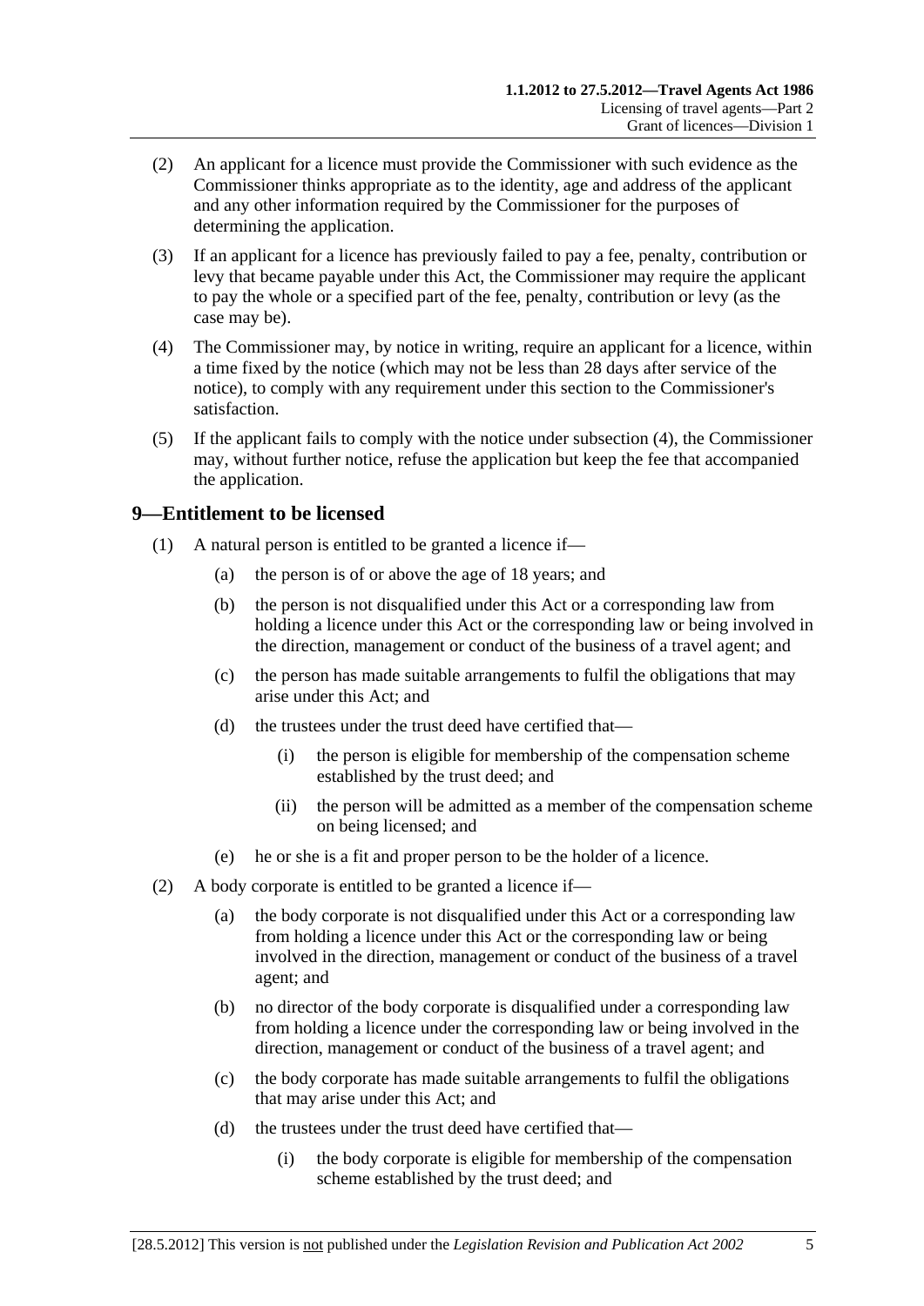(2) An applicant for a licence must provide the Commissioner with such evidence as the Commissioner thinks appropriate as to the identity, age and address of the applicant and any other information required by the Commissioner for the purposes of determining the application.

(3) If an applicant for a licence has previously failed to pay a fee, penalty, contribution or levy that became payable under this Act, the Commissioner may require the applicant to pay the whole or a specified part of the fee, penalty, contribution or levy (as the case may be).

(4) The Commissioner may, by notice in writing, require an applicant for a licence, within a time fixed by the notice (which may not be less than 28 days after service of the notice), to comply with any requirement under this section to the Commissioner's satisfaction.

(5) If the applicant fails to comply with the notice under subsection (4), the Commissioner may, without further notice, refuse the application but keep the fee that accompanied the application.

## 9—Entitlement to be licensed

(1) A natural person is entitled to be granted a licence if—

   (a) the person is of or above the age of 18 years; and

   (b) the person is not disqualified under this Act or a corresponding law from holding a licence under this Act or the corresponding law or being involved in the direction, management or conduct of the business of a travel agent; and

   (c) the person has made suitable arrangements to fulfil the obligations that may arise under this Act; and

   (d) the trustees under the trust deed have certified that—

      (i) the person is eligible for membership of the compensation scheme established by the trust deed; and

      (ii) the person will be admitted as a member of the compensation scheme on being licensed; and

   (e) he or she is a fit and proper person to be the holder of a licence.

(2) A body corporate is entitled to be granted a licence if—

   (a) the body corporate is not disqualified under this Act or a corresponding law from holding a licence under this Act or the corresponding law or being involved in the direction, management or conduct of the business of a travel agent; and

   (b) no director of the body corporate is disqualified under a corresponding law from holding a licence under the corresponding law or being involved in the direction, management or conduct of the business of a travel agent; and

   (c) the body corporate has made suitable arrangements to fulfil the obligations that may arise under this Act; and

   (d) the trustees under the trust deed have certified that—

      (i) the body corporate is eligible for membership of the compensation scheme established by the trust deed; and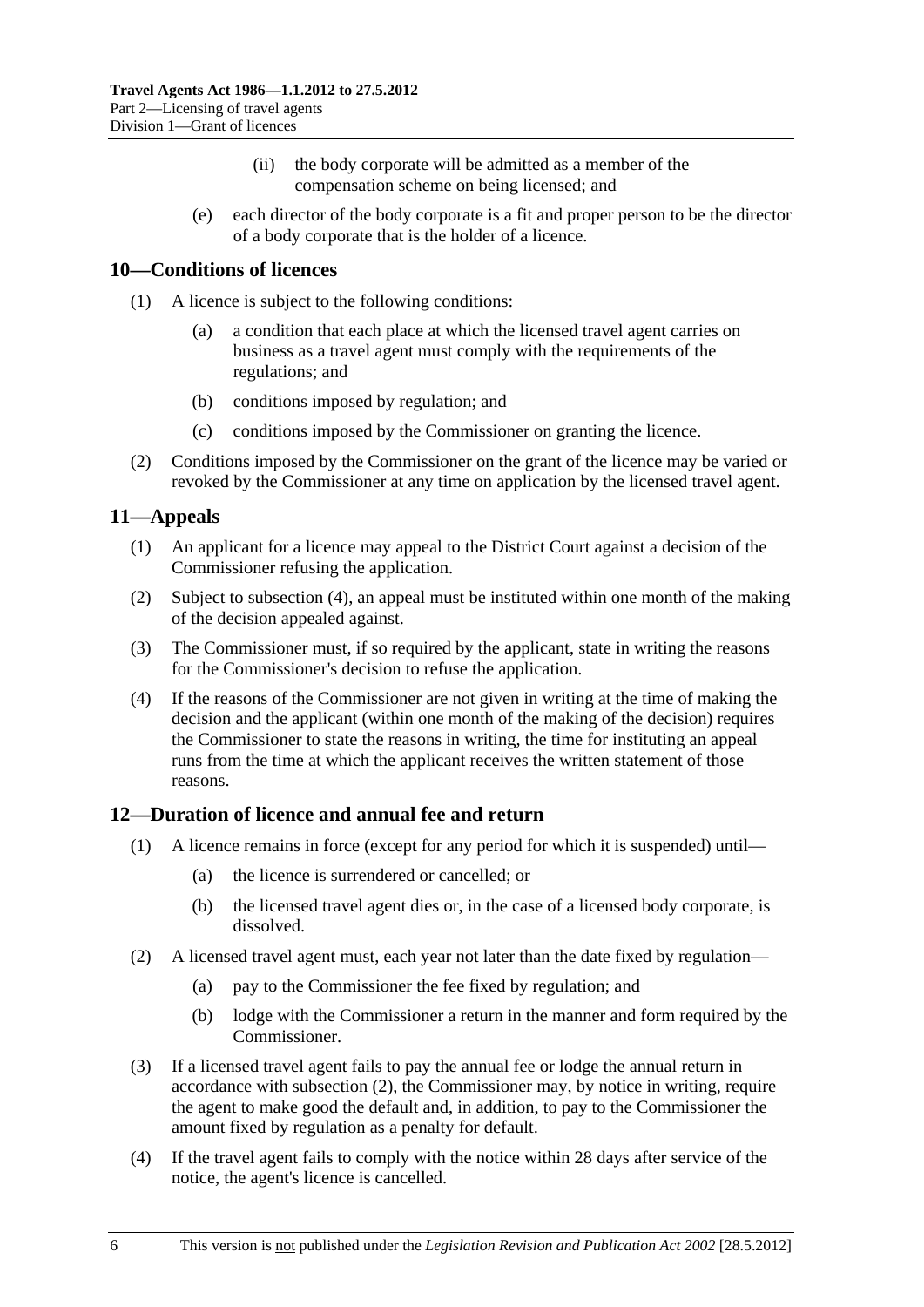(ii) the body corporate will be admitted as a member of the compensation scheme on being licensed; and

(e) each director of the body corporate is a fit and proper person to be the director of a body corporate that is the holder of a licence.

## 10—Conditions of licences

(1) A licence is subject to the following conditions:

(a) a condition that each place at which the licensed travel agent carries on business as a travel agent must comply with the requirements of the regulations; and

(b) conditions imposed by regulation; and

(c) conditions imposed by the Commissioner on granting the licence.

(2) Conditions imposed by the Commissioner on the grant of the licence may be varied or revoked by the Commissioner at any time on application by the licensed travel agent.

## 11—Appeals

(1) An applicant for a licence may appeal to the District Court against a decision of the Commissioner refusing the application.

(2) Subject to subsection (4), an appeal must be instituted within one month of the making of the decision appealed against.

(3) The Commissioner must, if so required by the applicant, state in writing the reasons for the Commissioner's decision to refuse the application.

(4) If the reasons of the Commissioner are not given in writing at the time of making the decision and the applicant (within one month of the making of the decision) requires the Commissioner to state the reasons in writing, the time for instituting an appeal runs from the time at which the applicant receives the written statement of those reasons.

## 12—Duration of licence and annual fee and return

(1) A licence remains in force (except for any period for which it is suspended) until—

(a) the licence is surrendered or cancelled; or

(b) the licensed travel agent dies or, in the case of a licensed body corporate, is dissolved.

(2) A licensed travel agent must, each year not later than the date fixed by regulation—

(a) pay to the Commissioner the fee fixed by regulation; and

(b) lodge with the Commissioner a return in the manner and form required by the Commissioner.

(3) If a licensed travel agent fails to pay the annual fee or lodge the annual return in accordance with subsection (2), the Commissioner may, by notice in writing, require the agent to make good the default and, in addition, to pay to the Commissioner the amount fixed by regulation as a penalty for default.

(4) If the travel agent fails to comply with the notice within 28 days after service of the notice, the agent's licence is cancelled.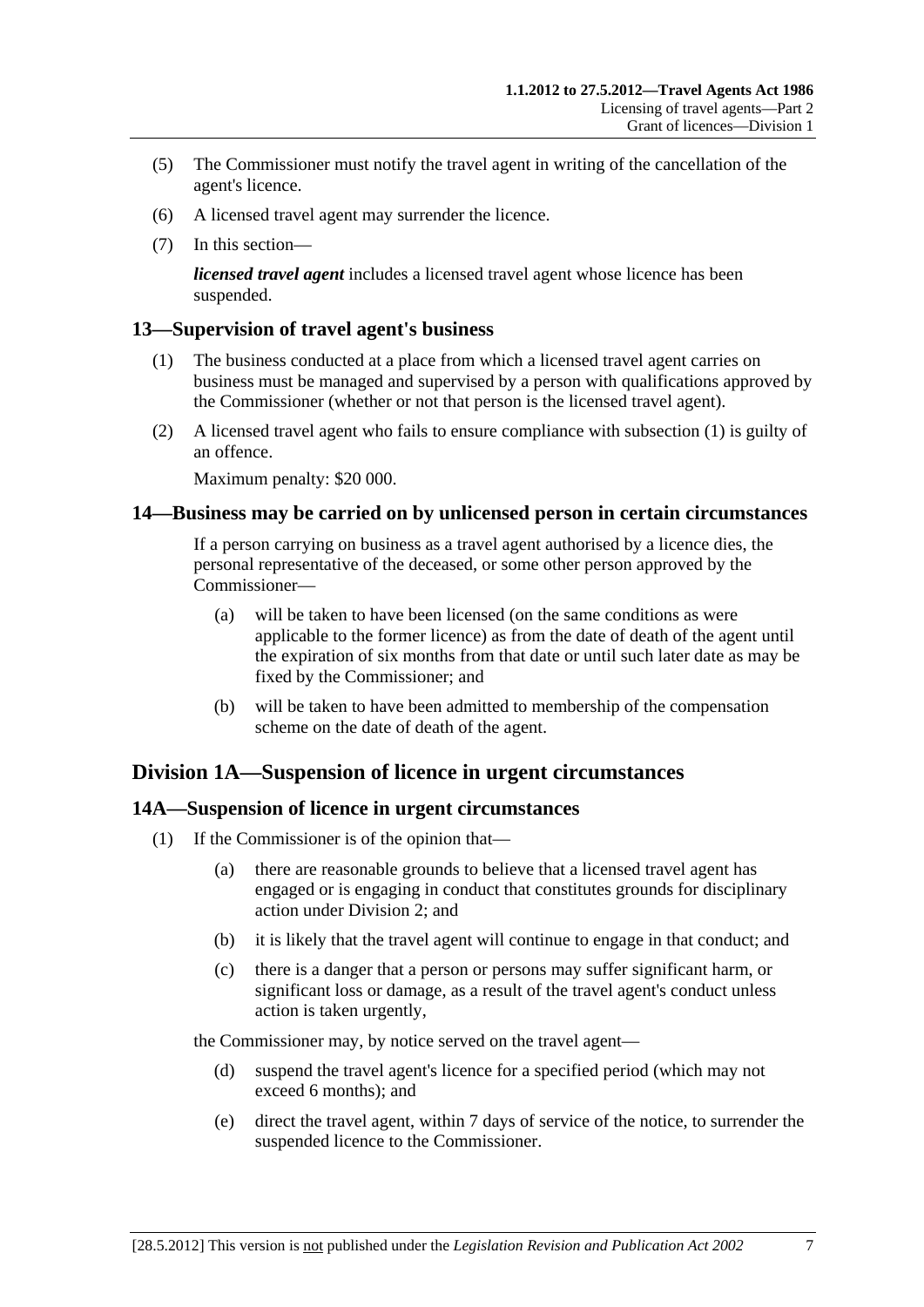(5) The Commissioner must notify the travel agent in writing of the cancellation of the agent's licence.

(6) A licensed travel agent may surrender the licence.

(7) In this section—

***licensed travel agent*** includes a licensed travel agent whose licence has been suspended.

### 13—Supervision of travel agent's business

(1) The business conducted at a place from which a licensed travel agent carries on business must be managed and supervised by a person with qualifications approved by the Commissioner (whether or not that person is the licensed travel agent).

(2) A licensed travel agent who fails to ensure compliance with subsection (1) is guilty of an offence.

Maximum penalty: $20 000.

### 14—Business may be carried on by unlicensed person in certain circumstances

If a person carrying on business as a travel agent authorised by a licence dies, the personal representative of the deceased, or some other person approved by the Commissioner—

(a) will be taken to have been licensed (on the same conditions as were applicable to the former licence) as from the date of death of the agent until the expiration of six months from that date or until such later date as may be fixed by the Commissioner; and

(b) will be taken to have been admitted to membership of the compensation scheme on the date of death of the agent.

## Division 1A—Suspension of licence in urgent circumstances

### 14A—Suspension of licence in urgent circumstances

(1) If the Commissioner is of the opinion that—

(a) there are reasonable grounds to believe that a licensed travel agent has engaged or is engaging in conduct that constitutes grounds for disciplinary action under Division 2; and

(b) it is likely that the travel agent will continue to engage in that conduct; and

(c) there is a danger that a person or persons may suffer significant harm, or significant loss or damage, as a result of the travel agent's conduct unless action is taken urgently,

the Commissioner may, by notice served on the travel agent—

(d) suspend the travel agent's licence for a specified period (which may not exceed 6 months); and

(e) direct the travel agent, within 7 days of service of the notice, to surrender the suspended licence to the Commissioner.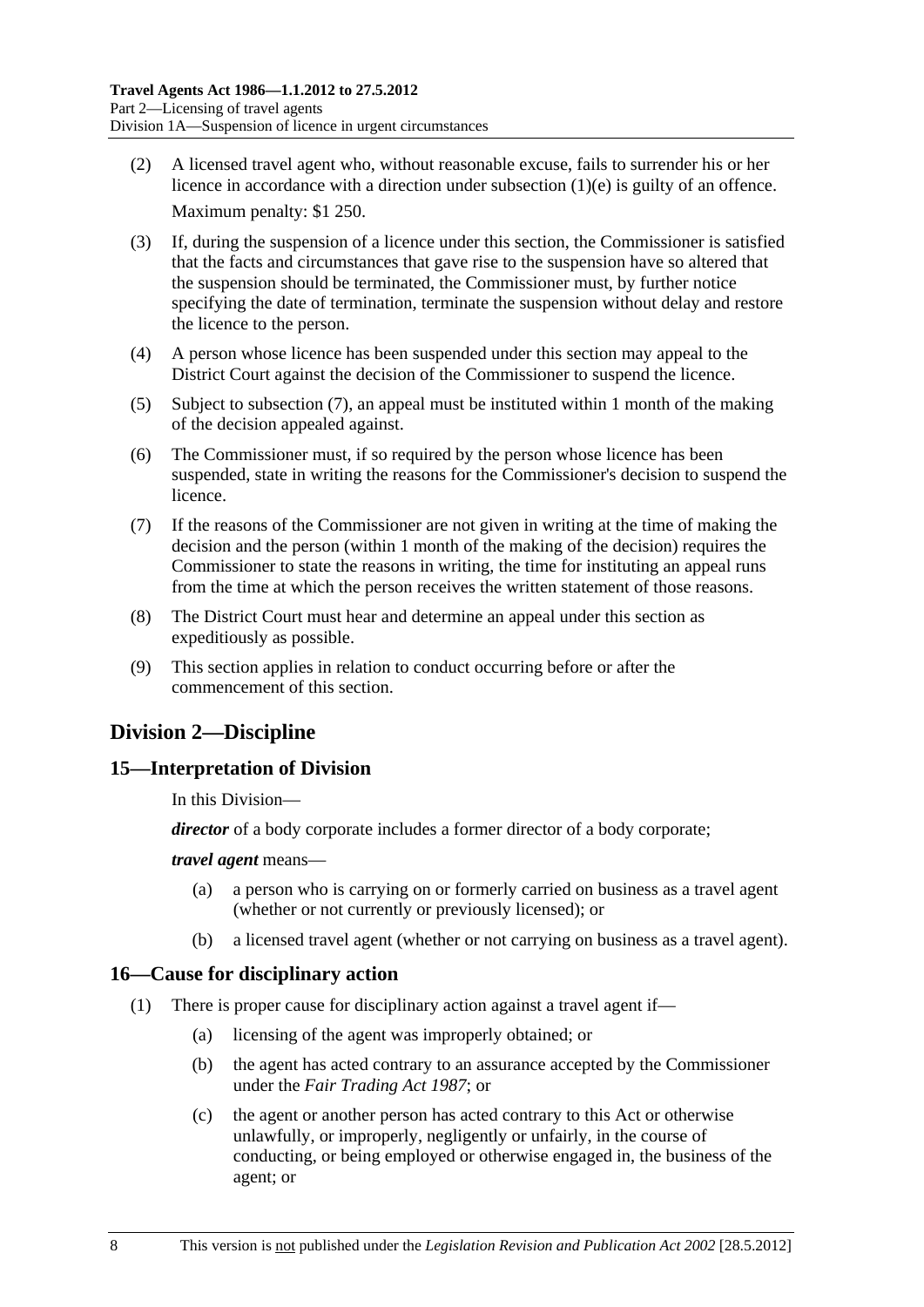(2) A licensed travel agent who, without reasonable excuse, fails to surrender his or her licence in accordance with a direction under subsection (1)(e) is guilty of an offence.

Maximum penalty: $1 250.

(3) If, during the suspension of a licence under this section, the Commissioner is satisfied that the facts and circumstances that gave rise to the suspension have so altered that the suspension should be terminated, the Commissioner must, by further notice specifying the date of termination, terminate the suspension without delay and restore the licence to the person.

(4) A person whose licence has been suspended under this section may appeal to the District Court against the decision of the Commissioner to suspend the licence.

(5) Subject to subsection (7), an appeal must be instituted within 1 month of the making of the decision appealed against.

(6) The Commissioner must, if so required by the person whose licence has been suspended, state in writing the reasons for the Commissioner's decision to suspend the licence.

(7) If the reasons of the Commissioner are not given in writing at the time of making the decision and the person (within 1 month of the making of the decision) requires the Commissioner to state the reasons in writing, the time for instituting an appeal runs from the time at which the person receives the written statement of those reasons.

(8) The District Court must hear and determine an appeal under this section as expeditiously as possible.

(9) This section applies in relation to conduct occurring before or after the commencement of this section.

## Division 2—Discipline

### 15—Interpretation of Division

In this Division—

***director*** of a body corporate includes a former director of a body corporate;

***travel agent*** means—

(a) a person who is carrying on or formerly carried on business as a travel agent (whether or not currently or previously licensed); or

(b) a licensed travel agent (whether or not carrying on business as a travel agent).

### 16—Cause for disciplinary action

(1) There is proper cause for disciplinary action against a travel agent if—

(a) licensing of the agent was improperly obtained; or

(b) the agent has acted contrary to an assurance accepted by the Commissioner under the *Fair Trading Act 1987*; or

(c) the agent or another person has acted contrary to this Act or otherwise unlawfully, or improperly, negligently or unfairly, in the course of conducting, or being employed or otherwise engaged in, the business of the agent; or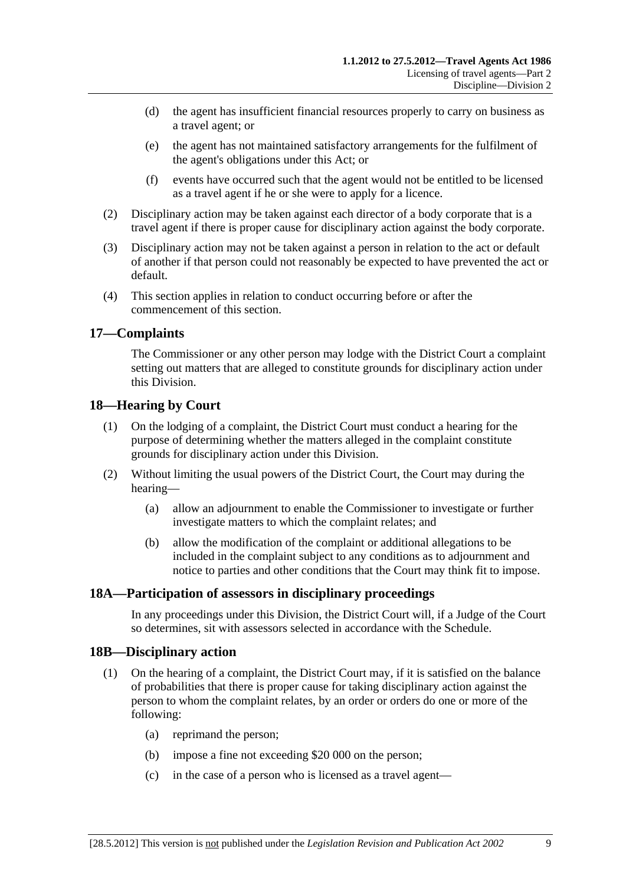(d) the agent has insufficient financial resources properly to carry on business as a travel agent; or

(e) the agent has not maintained satisfactory arrangements for the fulfilment of the agent's obligations under this Act; or

(f) events have occurred such that the agent would not be entitled to be licensed as a travel agent if he or she were to apply for a licence.

(2) Disciplinary action may be taken against each director of a body corporate that is a travel agent if there is proper cause for disciplinary action against the body corporate.

(3) Disciplinary action may not be taken against a person in relation to the act or default of another if that person could not reasonably be expected to have prevented the act or default.

(4) This section applies in relation to conduct occurring before or after the commencement of this section.

## 17—Complaints

The Commissioner or any other person may lodge with the District Court a complaint setting out matters that are alleged to constitute grounds for disciplinary action under this Division.

## 18—Hearing by Court

(1) On the lodging of a complaint, the District Court must conduct a hearing for the purpose of determining whether the matters alleged in the complaint constitute grounds for disciplinary action under this Division.

(2) Without limiting the usual powers of the District Court, the Court may during the hearing—

(a) allow an adjournment to enable the Commissioner to investigate or further investigate matters to which the complaint relates; and

(b) allow the modification of the complaint or additional allegations to be included in the complaint subject to any conditions as to adjournment and notice to parties and other conditions that the Court may think fit to impose.

## 18A—Participation of assessors in disciplinary proceedings

In any proceedings under this Division, the District Court will, if a Judge of the Court so determines, sit with assessors selected in accordance with the Schedule.

## 18B—Disciplinary action

(1) On the hearing of a complaint, the District Court may, if it is satisfied on the balance of probabilities that there is proper cause for taking disciplinary action against the person to whom the complaint relates, by an order or orders do one or more of the following:

(a) reprimand the person;

(b) impose a fine not exceeding $20 000 on the person;

(c) in the case of a person who is licensed as a travel agent—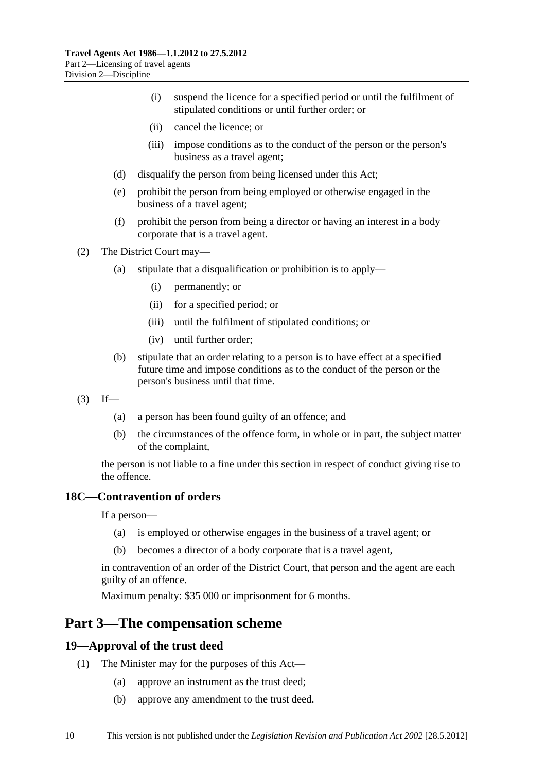(i) suspend the licence for a specified period or until the fulfilment of stipulated conditions or until further order; or

(ii) cancel the licence; or

(iii) impose conditions as to the conduct of the person or the person's business as a travel agent;

(d) disqualify the person from being licensed under this Act;

(e) prohibit the person from being employed or otherwise engaged in the business of a travel agent;

(f) prohibit the person from being a director or having an interest in a body corporate that is a travel agent.

(2) The District Court may—

(a) stipulate that a disqualification or prohibition is to apply—

(i) permanently; or

(ii) for a specified period; or

(iii) until the fulfilment of stipulated conditions; or

(iv) until further order;

(b) stipulate that an order relating to a person is to have effect at a specified future time and impose conditions as to the conduct of the person or the person's business until that time.

(3) If—

(a) a person has been found guilty of an offence; and

(b) the circumstances of the offence form, in whole or in part, the subject matter of the complaint,

the person is not liable to a fine under this section in respect of conduct giving rise to the offence.

### 18C—Contravention of orders

If a person—

(a) is employed or otherwise engages in the business of a travel agent; or

(b) becomes a director of a body corporate that is a travel agent,

in contravention of an order of the District Court, that person and the agent are each guilty of an offence.

Maximum penalty: $35 000 or imprisonment for 6 months.

## Part 3—The compensation scheme

### 19—Approval of the trust deed

(1) The Minister may for the purposes of this Act—

(a) approve an instrument as the trust deed;

(b) approve any amendment to the trust deed.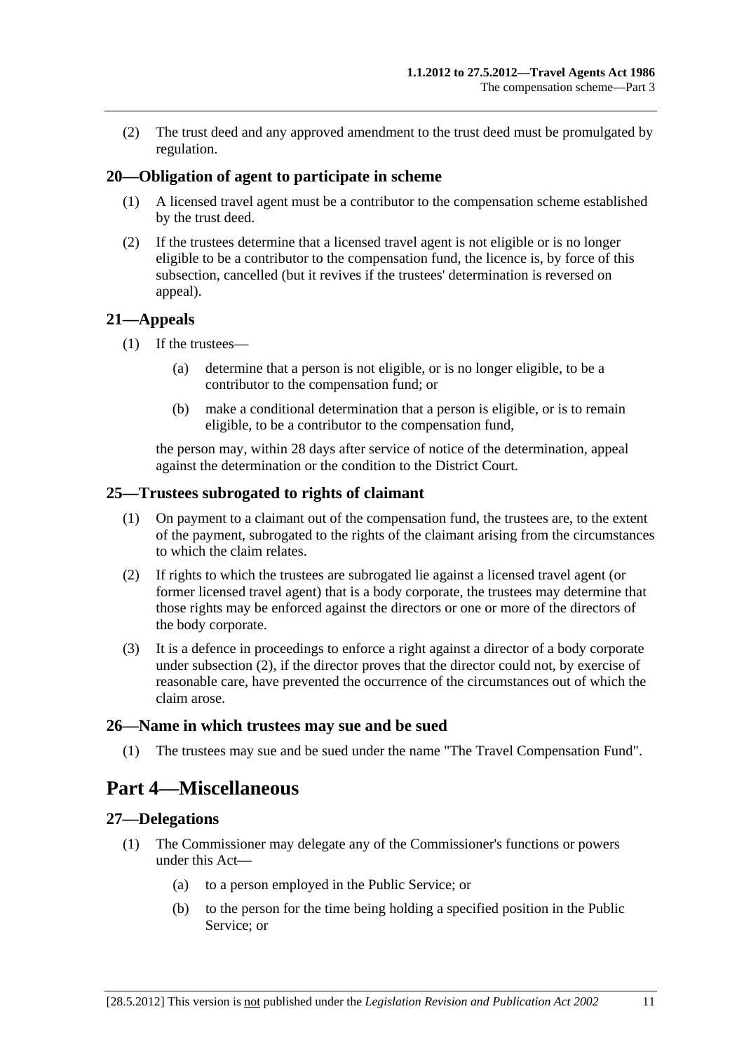(2) The trust deed and any approved amendment to the trust deed must be promulgated by regulation.

### 20—Obligation of agent to participate in scheme

(1) A licensed travel agent must be a contributor to the compensation scheme established by the trust deed.

(2) If the trustees determine that a licensed travel agent is not eligible or is no longer eligible to be a contributor to the compensation fund, the licence is, by force of this subsection, cancelled (but it revives if the trustees' determination is reversed on appeal).

### 21—Appeals

(1) If the trustees—

(a) determine that a person is not eligible, or is no longer eligible, to be a contributor to the compensation fund; or

(b) make a conditional determination that a person is eligible, or is to remain eligible, to be a contributor to the compensation fund,

the person may, within 28 days after service of notice of the determination, appeal against the determination or the condition to the District Court.

### 25—Trustees subrogated to rights of claimant

(1) On payment to a claimant out of the compensation fund, the trustees are, to the extent of the payment, subrogated to the rights of the claimant arising from the circumstances to which the claim relates.

(2) If rights to which the trustees are subrogated lie against a licensed travel agent (or former licensed travel agent) that is a body corporate, the trustees may determine that those rights may be enforced against the directors or one or more of the directors of the body corporate.

(3) It is a defence in proceedings to enforce a right against a director of a body corporate under subsection (2), if the director proves that the director could not, by exercise of reasonable care, have prevented the occurrence of the circumstances out of which the claim arose.

### 26—Name in which trustees may sue and be sued

(1) The trustees may sue and be sued under the name "The Travel Compensation Fund".

## Part 4—Miscellaneous

### 27—Delegations

(1) The Commissioner may delegate any of the Commissioner's functions or powers under this Act—

(a) to a person employed in the Public Service; or

(b) to the person for the time being holding a specified position in the Public Service; or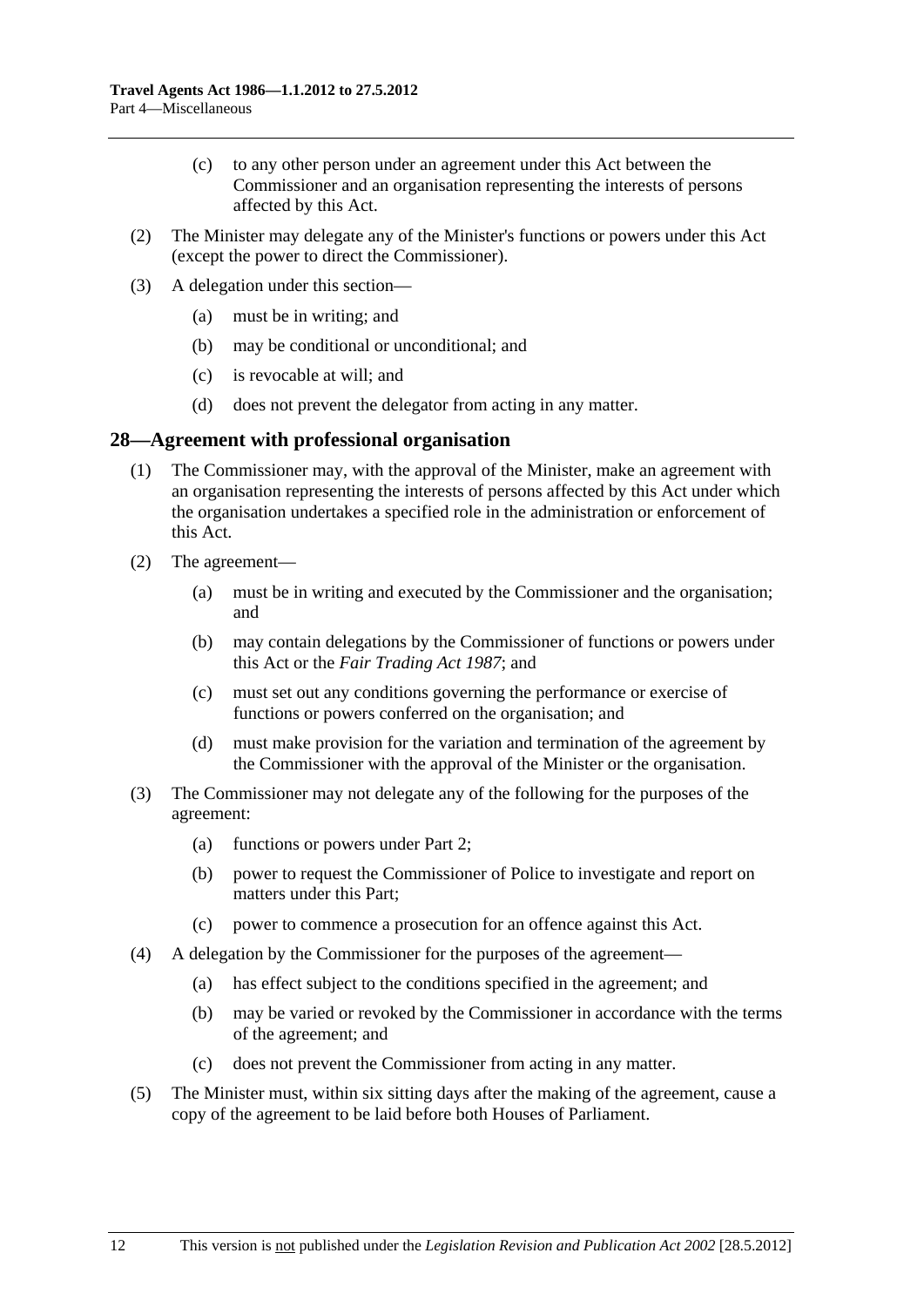(c) to any other person under an agreement under this Act between the Commissioner and an organisation representing the interests of persons affected by this Act.

(2) The Minister may delegate any of the Minister's functions or powers under this Act (except the power to direct the Commissioner).

(3) A delegation under this section—

(a) must be in writing; and

(b) may be conditional or unconditional; and

(c) is revocable at will; and

(d) does not prevent the delegator from acting in any matter.

## 28—Agreement with professional organisation

(1) The Commissioner may, with the approval of the Minister, make an agreement with an organisation representing the interests of persons affected by this Act under which the organisation undertakes a specified role in the administration or enforcement of this Act.

(2) The agreement—

(a) must be in writing and executed by the Commissioner and the organisation; and

(b) may contain delegations by the Commissioner of functions or powers under this Act or the *Fair Trading Act 1987*; and

(c) must set out any conditions governing the performance or exercise of functions or powers conferred on the organisation; and

(d) must make provision for the variation and termination of the agreement by the Commissioner with the approval of the Minister or the organisation.

(3) The Commissioner may not delegate any of the following for the purposes of the agreement:

(a) functions or powers under Part 2;

(b) power to request the Commissioner of Police to investigate and report on matters under this Part;

(c) power to commence a prosecution for an offence against this Act.

(4) A delegation by the Commissioner for the purposes of the agreement—

(a) has effect subject to the conditions specified in the agreement; and

(b) may be varied or revoked by the Commissioner in accordance with the terms of the agreement; and

(c) does not prevent the Commissioner from acting in any matter.

(5) The Minister must, within six sitting days after the making of the agreement, cause a copy of the agreement to be laid before both Houses of Parliament.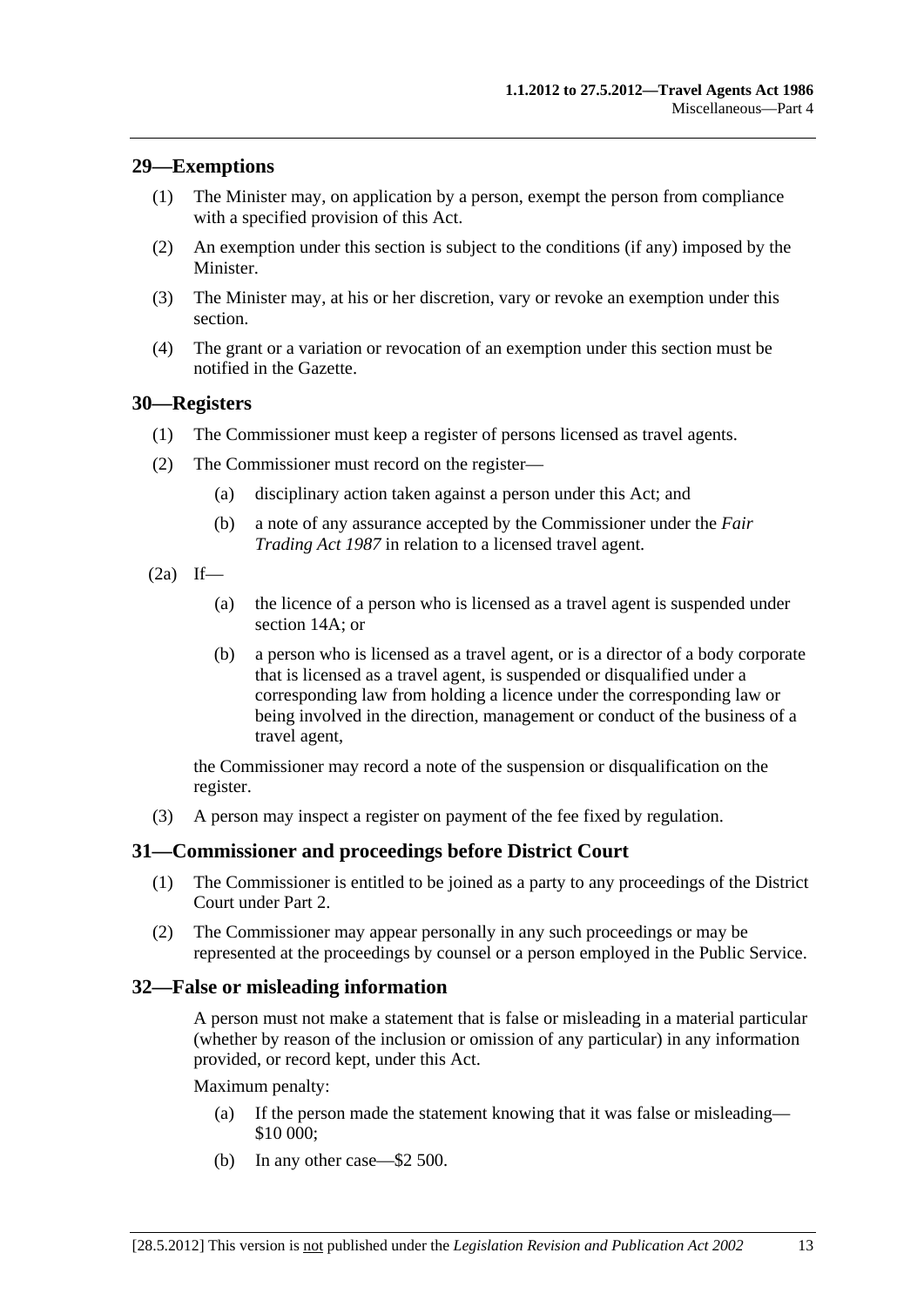## 29—Exemptions

(1) The Minister may, on application by a person, exempt the person from compliance with a specified provision of this Act.

(2) An exemption under this section is subject to the conditions (if any) imposed by the Minister.

(3) The Minister may, at his or her discretion, vary or revoke an exemption under this section.

(4) The grant or a variation or revocation of an exemption under this section must be notified in the Gazette.

## 30—Registers

(1) The Commissioner must keep a register of persons licensed as travel agents.

(2) The Commissioner must record on the register—

(a) disciplinary action taken against a person under this Act; and

(b) a note of any assurance accepted by the Commissioner under the *Fair Trading Act 1987* in relation to a licensed travel agent.

(2a) If—

(a) the licence of a person who is licensed as a travel agent is suspended under section 14A; or

(b) a person who is licensed as a travel agent, or is a director of a body corporate that is licensed as a travel agent, is suspended or disqualified under a corresponding law from holding a licence under the corresponding law or being involved in the direction, management or conduct of the business of a travel agent,

the Commissioner may record a note of the suspension or disqualification on the register.

(3) A person may inspect a register on payment of the fee fixed by regulation.

## 31—Commissioner and proceedings before District Court

(1) The Commissioner is entitled to be joined as a party to any proceedings of the District Court under Part 2.

(2) The Commissioner may appear personally in any such proceedings or may be represented at the proceedings by counsel or a person employed in the Public Service.

## 32—False or misleading information

A person must not make a statement that is false or misleading in a material particular (whether by reason of the inclusion or omission of any particular) in any information provided, or record kept, under this Act.

Maximum penalty:

(a) If the person made the statement knowing that it was false or misleading—$10 000;

(b) In any other case—$2 500.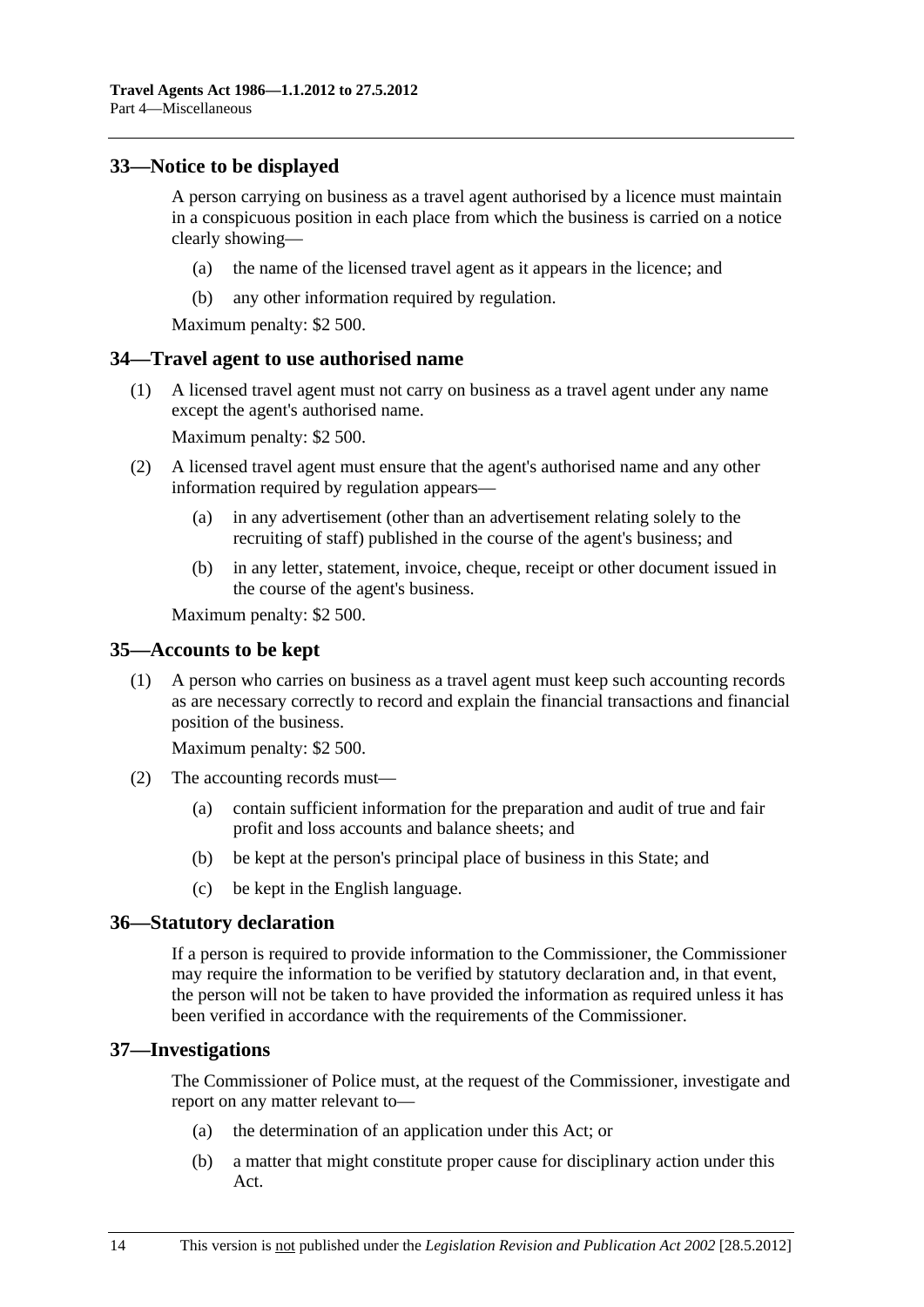## 33—Notice to be displayed

A person carrying on business as a travel agent authorised by a licence must maintain in a conspicuous position in each place from which the business is carried on a notice clearly showing—

(a) the name of the licensed travel agent as it appears in the licence; and

(b) any other information required by regulation.

Maximum penalty: $2 500.

## 34—Travel agent to use authorised name

(1) A licensed travel agent must not carry on business as a travel agent under any name except the agent's authorised name.

Maximum penalty: $2 500.

(2) A licensed travel agent must ensure that the agent's authorised name and any other information required by regulation appears—

(a) in any advertisement (other than an advertisement relating solely to the recruiting of staff) published in the course of the agent's business; and

(b) in any letter, statement, invoice, cheque, receipt or other document issued in the course of the agent's business.

Maximum penalty: $2 500.

## 35—Accounts to be kept

(1) A person who carries on business as a travel agent must keep such accounting records as are necessary correctly to record and explain the financial transactions and financial position of the business.

Maximum penalty: $2 500.

(2) The accounting records must—

(a) contain sufficient information for the preparation and audit of true and fair profit and loss accounts and balance sheets; and

(b) be kept at the person's principal place of business in this State; and

(c) be kept in the English language.

## 36—Statutory declaration

If a person is required to provide information to the Commissioner, the Commissioner may require the information to be verified by statutory declaration and, in that event, the person will not be taken to have provided the information as required unless it has been verified in accordance with the requirements of the Commissioner.

## 37—Investigations

The Commissioner of Police must, at the request of the Commissioner, investigate and report on any matter relevant to—

(a) the determination of an application under this Act; or

(b) a matter that might constitute proper cause for disciplinary action under this Act.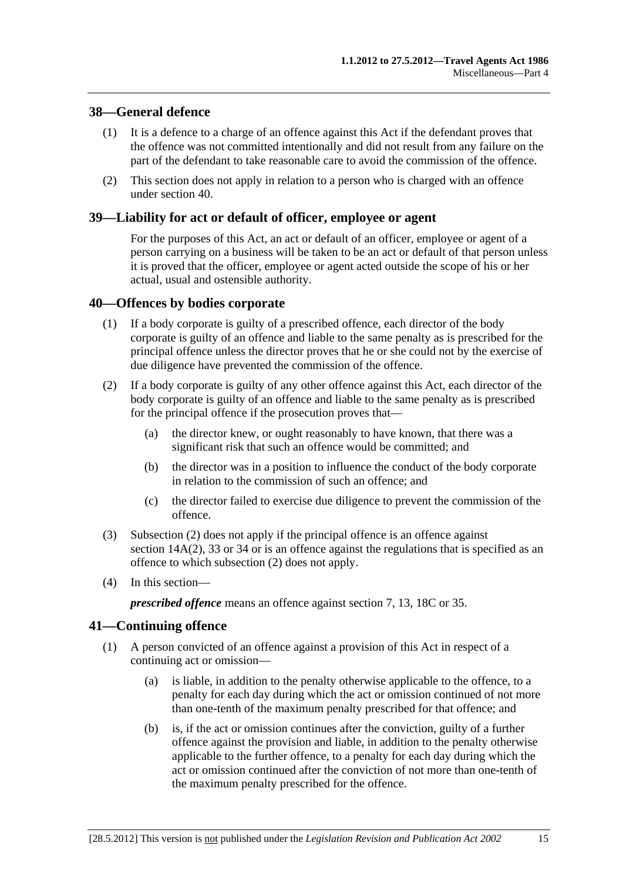## 38—General defence

(1) It is a defence to a charge of an offence against this Act if the defendant proves that the offence was not committed intentionally and did not result from any failure on the part of the defendant to take reasonable care to avoid the commission of the offence.

(2) This section does not apply in relation to a person who is charged with an offence under section 40.

## 39—Liability for act or default of officer, employee or agent

For the purposes of this Act, an act or default of an officer, employee or agent of a person carrying on a business will be taken to be an act or default of that person unless it is proved that the officer, employee or agent acted outside the scope of his or her actual, usual and ostensible authority.

## 40—Offences by bodies corporate

(1) If a body corporate is guilty of a prescribed offence, each director of the body corporate is guilty of an offence and liable to the same penalty as is prescribed for the principal offence unless the director proves that he or she could not by the exercise of due diligence have prevented the commission of the offence.

(2) If a body corporate is guilty of any other offence against this Act, each director of the body corporate is guilty of an offence and liable to the same penalty as is prescribed for the principal offence if the prosecution proves that—

(a) the director knew, or ought reasonably to have known, that there was a significant risk that such an offence would be committed; and

(b) the director was in a position to influence the conduct of the body corporate in relation to the commission of such an offence; and

(c) the director failed to exercise due diligence to prevent the commission of the offence.

(3) Subsection (2) does not apply if the principal offence is an offence against section 14A(2), 33 or 34 or is an offence against the regulations that is specified as an offence to which subsection (2) does not apply.

(4) In this section—

***prescribed offence*** means an offence against section 7, 13, 18C or 35.

## 41—Continuing offence

(1) A person convicted of an offence against a provision of this Act in respect of a continuing act or omission—

(a) is liable, in addition to the penalty otherwise applicable to the offence, to a penalty for each day during which the act or omission continued of not more than one-tenth of the maximum penalty prescribed for that offence; and

(b) is, if the act or omission continues after the conviction, guilty of a further offence against the provision and liable, in addition to the penalty otherwise applicable to the further offence, to a penalty for each day during which the act or omission continued after the conviction of not more than one-tenth of the maximum penalty prescribed for the offence.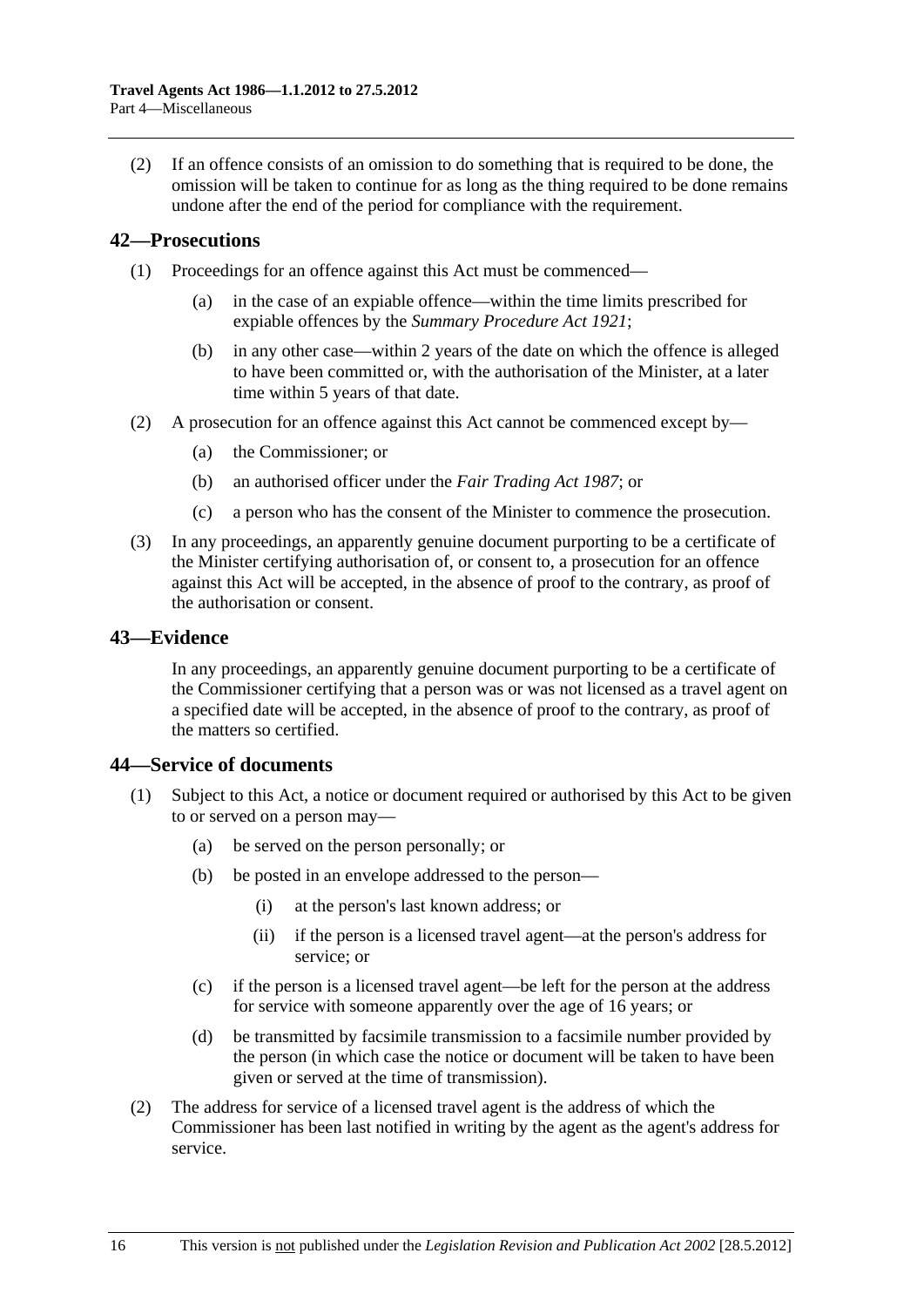(2) If an offence consists of an omission to do something that is required to be done, the omission will be taken to continue for as long as the thing required to be done remains undone after the end of the period for compliance with the requirement.

## 42—Prosecutions

(1) Proceedings for an offence against this Act must be commenced—

(a) in the case of an expiable offence—within the time limits prescribed for expiable offences by the *Summary Procedure Act 1921*;

(b) in any other case—within 2 years of the date on which the offence is alleged to have been committed or, with the authorisation of the Minister, at a later time within 5 years of that date.

(2) A prosecution for an offence against this Act cannot be commenced except by—

(a) the Commissioner; or

(b) an authorised officer under the *Fair Trading Act 1987*; or

(c) a person who has the consent of the Minister to commence the prosecution.

(3) In any proceedings, an apparently genuine document purporting to be a certificate of the Minister certifying authorisation of, or consent to, a prosecution for an offence against this Act will be accepted, in the absence of proof to the contrary, as proof of the authorisation or consent.

## 43—Evidence

In any proceedings, an apparently genuine document purporting to be a certificate of the Commissioner certifying that a person was or was not licensed as a travel agent on a specified date will be accepted, in the absence of proof to the contrary, as proof of the matters so certified.

## 44—Service of documents

(1) Subject to this Act, a notice or document required or authorised by this Act to be given to or served on a person may—

(a) be served on the person personally; or

(b) be posted in an envelope addressed to the person—

(i) at the person's last known address; or

(ii) if the person is a licensed travel agent—at the person's address for service; or

(c) if the person is a licensed travel agent—be left for the person at the address for service with someone apparently over the age of 16 years; or

(d) be transmitted by facsimile transmission to a facsimile number provided by the person (in which case the notice or document will be taken to have been given or served at the time of transmission).

(2) The address for service of a licensed travel agent is the address of which the Commissioner has been last notified in writing by the agent as the agent's address for service.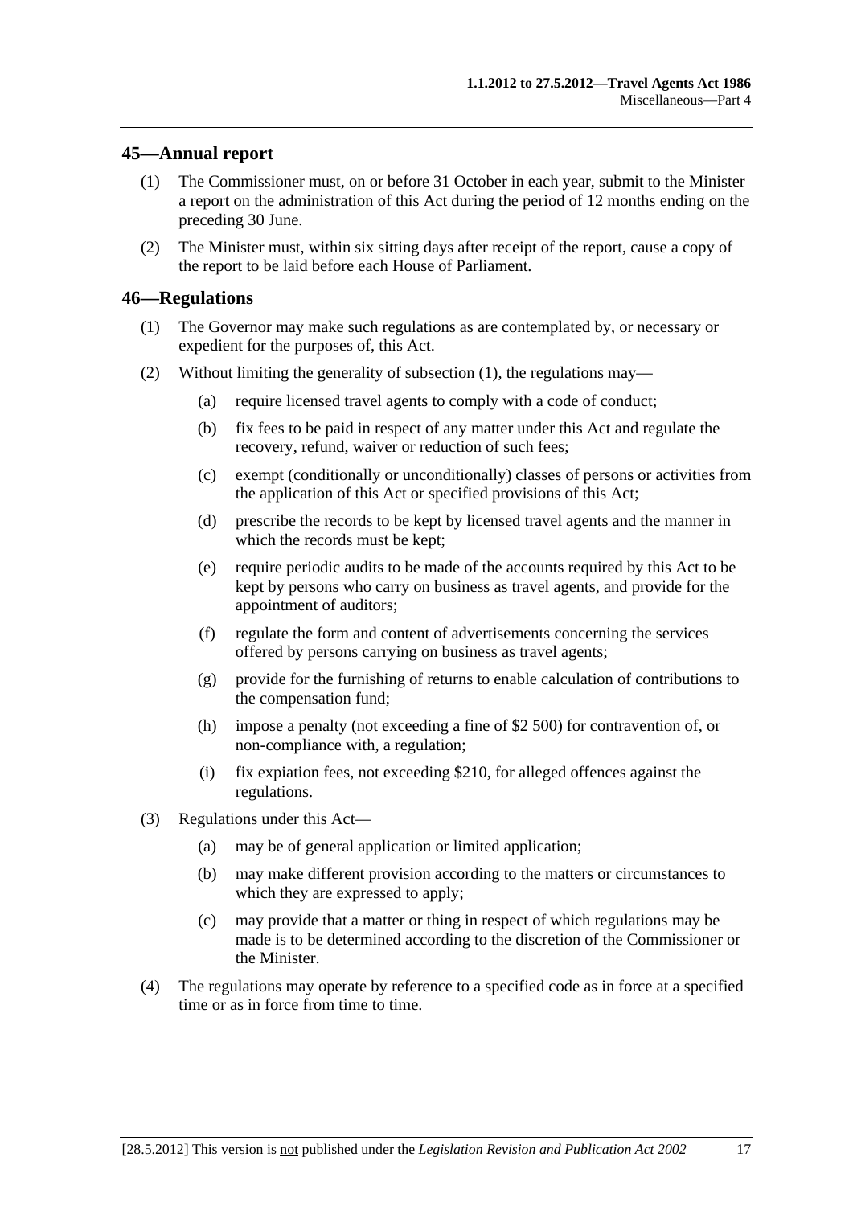## 45—Annual report

(1) The Commissioner must, on or before 31 October in each year, submit to the Minister a report on the administration of this Act during the period of 12 months ending on the preceding 30 June.

(2) The Minister must, within six sitting days after receipt of the report, cause a copy of the report to be laid before each House of Parliament.

## 46—Regulations

(1) The Governor may make such regulations as are contemplated by, or necessary or expedient for the purposes of, this Act.

(2) Without limiting the generality of subsection (1), the regulations may—

- (a) require licensed travel agents to comply with a code of conduct;
- (b) fix fees to be paid in respect of any matter under this Act and regulate the recovery, refund, waiver or reduction of such fees;
- (c) exempt (conditionally or unconditionally) classes of persons or activities from the application of this Act or specified provisions of this Act;
- (d) prescribe the records to be kept by licensed travel agents and the manner in which the records must be kept;
- (e) require periodic audits to be made of the accounts required by this Act to be kept by persons who carry on business as travel agents, and provide for the appointment of auditors;
- (f) regulate the form and content of advertisements concerning the services offered by persons carrying on business as travel agents;
- (g) provide for the furnishing of returns to enable calculation of contributions to the compensation fund;
- (h) impose a penalty (not exceeding a fine of $2 500) for contravention of, or non-compliance with, a regulation;
- (i) fix expiation fees, not exceeding $210, for alleged offences against the regulations.

(3) Regulations under this Act—

- (a) may be of general application or limited application;
- (b) may make different provision according to the matters or circumstances to which they are expressed to apply;
- (c) may provide that a matter or thing in respect of which regulations may be made is to be determined according to the discretion of the Commissioner or the Minister.

(4) The regulations may operate by reference to a specified code as in force at a specified time or as in force from time to time.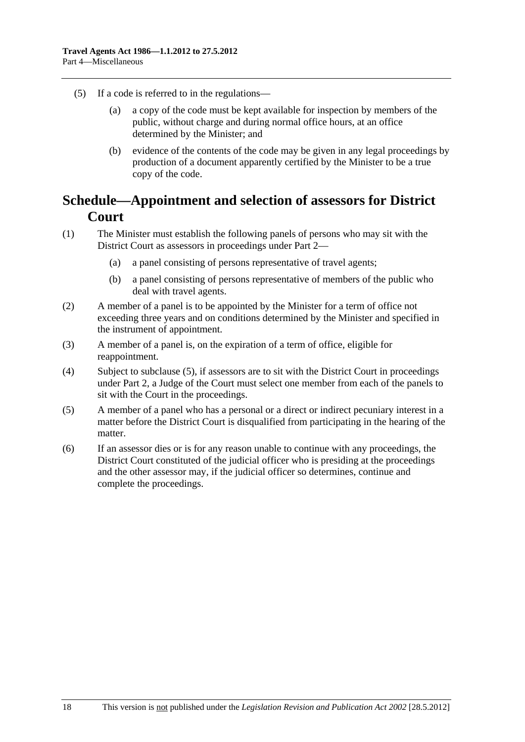(5) If a code is referred to in the regulations—

(a) a copy of the code must be kept available for inspection by members of the public, without charge and during normal office hours, at an office determined by the Minister; and

(b) evidence of the contents of the code may be given in any legal proceedings by production of a document apparently certified by the Minister to be a true copy of the code.

# Schedule—Appointment and selection of assessors for District Court

(1) The Minister must establish the following panels of persons who may sit with the District Court as assessors in proceedings under Part 2—

(a) a panel consisting of persons representative of travel agents;

(b) a panel consisting of persons representative of members of the public who deal with travel agents.

(2) A member of a panel is to be appointed by the Minister for a term of office not exceeding three years and on conditions determined by the Minister and specified in the instrument of appointment.

(3) A member of a panel is, on the expiration of a term of office, eligible for reappointment.

(4) Subject to subclause (5), if assessors are to sit with the District Court in proceedings under Part 2, a Judge of the Court must select one member from each of the panels to sit with the Court in the proceedings.

(5) A member of a panel who has a personal or a direct or indirect pecuniary interest in a matter before the District Court is disqualified from participating in the hearing of the matter.

(6) If an assessor dies or is for any reason unable to continue with any proceedings, the District Court constituted of the judicial officer who is presiding at the proceedings and the other assessor may, if the judicial officer so determines, continue and complete the proceedings.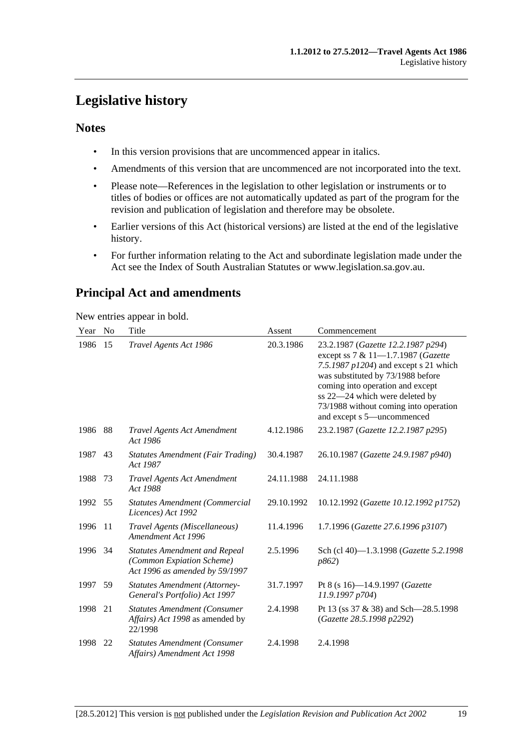# Legislative history

## Notes

- In this version provisions that are uncommenced appear in italics.
- Amendments of this version that are uncommenced are not incorporated into the text.
- Please note—References in the legislation to other legislation or instruments or to titles of bodies or offices are not automatically updated as part of the program for the revision and publication of legislation and therefore may be obsolete.
- Earlier versions of this Act (historical versions) are listed at the end of the legislative history.
- For further information relating to the Act and subordinate legislation made under the Act see the Index of South Australian Statutes or www.legislation.sa.gov.au.

## Principal Act and amendments

New entries appear in bold.

| Year | No | Title | Assent | Commencement |
|---|---|---|---|---|
| 1986 | 15 | *Travel Agents Act 1986* | 20.3.1986 | 23.2.1987 (*Gazette 12.2.1987 p294*) except ss 7 & 11—1.7.1987 (*Gazette 7.5.1987 p1204*) and except s 21 which was substituted by 73/1988 before coming into operation and except ss 22—24 which were deleted by 73/1988 without coming into operation and except s 5—uncommenced |
| 1986 | 88 | *Travel Agents Act Amendment Act 1986* | 4.12.1986 | 23.2.1987 (*Gazette 12.2.1987 p295*) |
| 1987 | 43 | *Statutes Amendment (Fair Trading) Act 1987* | 30.4.1987 | 26.10.1987 (*Gazette 24.9.1987 p940*) |
| 1988 | 73 | *Travel Agents Act Amendment Act 1988* | 24.11.1988 | 24.11.1988 |
| 1992 | 55 | *Statutes Amendment (Commercial Licences) Act 1992* | 29.10.1992 | 10.12.1992 (*Gazette 10.12.1992 p1752*) |
| 1996 | 11 | *Travel Agents (Miscellaneous) Amendment Act 1996* | 11.4.1996 | 1.7.1996 (*Gazette 27.6.1996 p3107*) |
| 1996 | 34 | *Statutes Amendment and Repeal (Common Expiation Scheme) Act 1996 as amended by 59/1997* | 2.5.1996 | Sch (cl 40)—1.3.1998 (*Gazette 5.2.1998 p862*) |
| 1997 | 59 | *Statutes Amendment (Attorney-General's Portfolio) Act 1997* | 31.7.1997 | Pt 8 (s 16)—14.9.1997 (*Gazette 11.9.1997 p704*) |
| 1998 | 21 | *Statutes Amendment (Consumer Affairs) Act 1998* as amended by 22/1998 | 2.4.1998 | Pt 13 (ss 37 & 38) and Sch—28.5.1998 (*Gazette 28.5.1998 p2292*) |
| 1998 | 22 | *Statutes Amendment (Consumer Affairs) Amendment Act 1998* | 2.4.1998 | 2.4.1998 |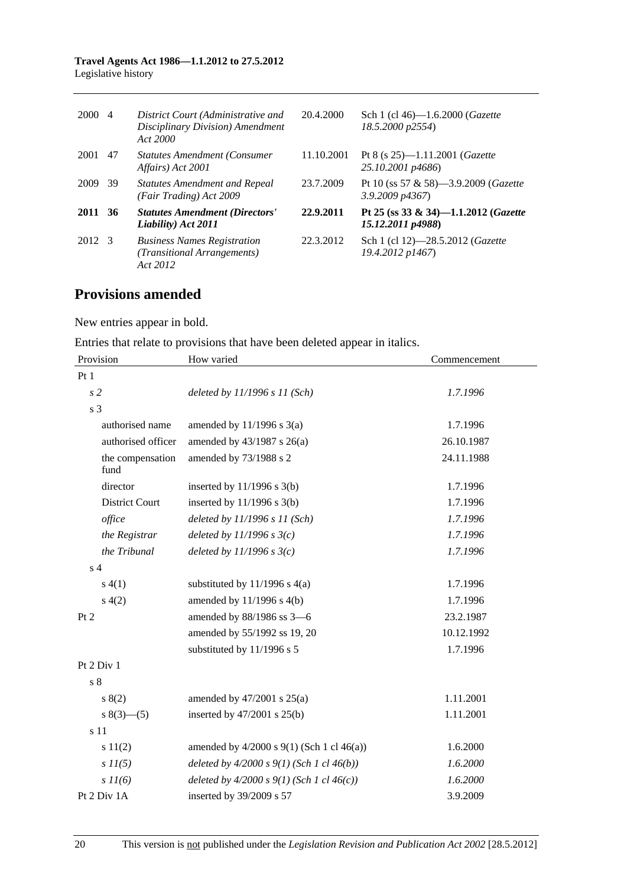| | | | | |
|---|---|---|---|---|
| 2000 | 4 | *District Court (Administrative and Disciplinary Division) Amendment Act 2000* | 20.4.2000 | Sch 1 (cl 46)—1.6.2000 (*Gazette 18.5.2000 p2554*) |
| 2001 | 47 | *Statutes Amendment (Consumer Affairs) Act 2001* | 11.10.2001 | Pt 8 (s 25)—1.11.2001 (*Gazette 25.10.2001 p4686*) |
| 2009 | 39 | *Statutes Amendment and Repeal (Fair Trading) Act 2009* | 23.7.2009 | Pt 10 (ss 57 & 58)—3.9.2009 (*Gazette 3.9.2009 p4367*) |
| **2011** | **36** | ***Statutes Amendment (Directors' Liability) Act 2011*** | **22.9.2011** | **Pt 25 (ss 33 & 34)—1.1.2012 (*Gazette 15.12.2011 p4988*)** |
| 2012 | 3 | *Business Names Registration (Transitional Arrangements) Act 2012* | 22.3.2012 | Sch 1 (cl 12)—28.5.2012 (*Gazette 19.4.2012 p1467*) |

## Provisions amended

New entries appear in bold.

Entries that relate to provisions that have been deleted appear in italics.

| Provision | How varied | Commencement |
|---|---|---|
| Pt 1 | | |
| *s 2* | *deleted by 11/1996 s 11 (Sch)* | *1.7.1996* |
| s 3 | | |
| authorised name | amended by 11/1996 s 3(a) | 1.7.1996 |
| authorised officer | amended by 43/1987 s 26(a) | 26.10.1987 |
| the compensation fund | amended by 73/1988 s 2 | 24.11.1988 |
| director | inserted by 11/1996 s 3(b) | 1.7.1996 |
| District Court | inserted by 11/1996 s 3(b) | 1.7.1996 |
| *office* | *deleted by 11/1996 s 11 (Sch)* | *1.7.1996* |
| *the Registrar* | *deleted by 11/1996 s 3(c)* | *1.7.1996* |
| *the Tribunal* | *deleted by 11/1996 s 3(c)* | *1.7.1996* |
| s 4 | | |
| s 4(1) | substituted by 11/1996 s 4(a) | 1.7.1996 |
| s 4(2) | amended by 11/1996 s 4(b) | 1.7.1996 |
| Pt 2 | amended by 88/1986 ss 3—6 | 23.2.1987 |
| | amended by 55/1992 ss 19, 20 | 10.12.1992 |
| | substituted by 11/1996 s 5 | 1.7.1996 |
| Pt 2 Div 1 | | |
| s 8 | | |
| s 8(2) | amended by 47/2001 s 25(a) | 1.11.2001 |
| s 8(3)—(5) | inserted by 47/2001 s 25(b) | 1.11.2001 |
| s 11 | | |
| s 11(2) | amended by 4/2000 s 9(1) (Sch 1 cl 46(a)) | 1.6.2000 |
| *s 11(5)* | *deleted by 4/2000 s 9(1) (Sch 1 cl 46(b))* | *1.6.2000* |
| *s 11(6)* | *deleted by 4/2000 s 9(1) (Sch 1 cl 46(c))* | *1.6.2000* |
| Pt 2 Div 1A | inserted by 39/2009 s 57 | 3.9.2009 |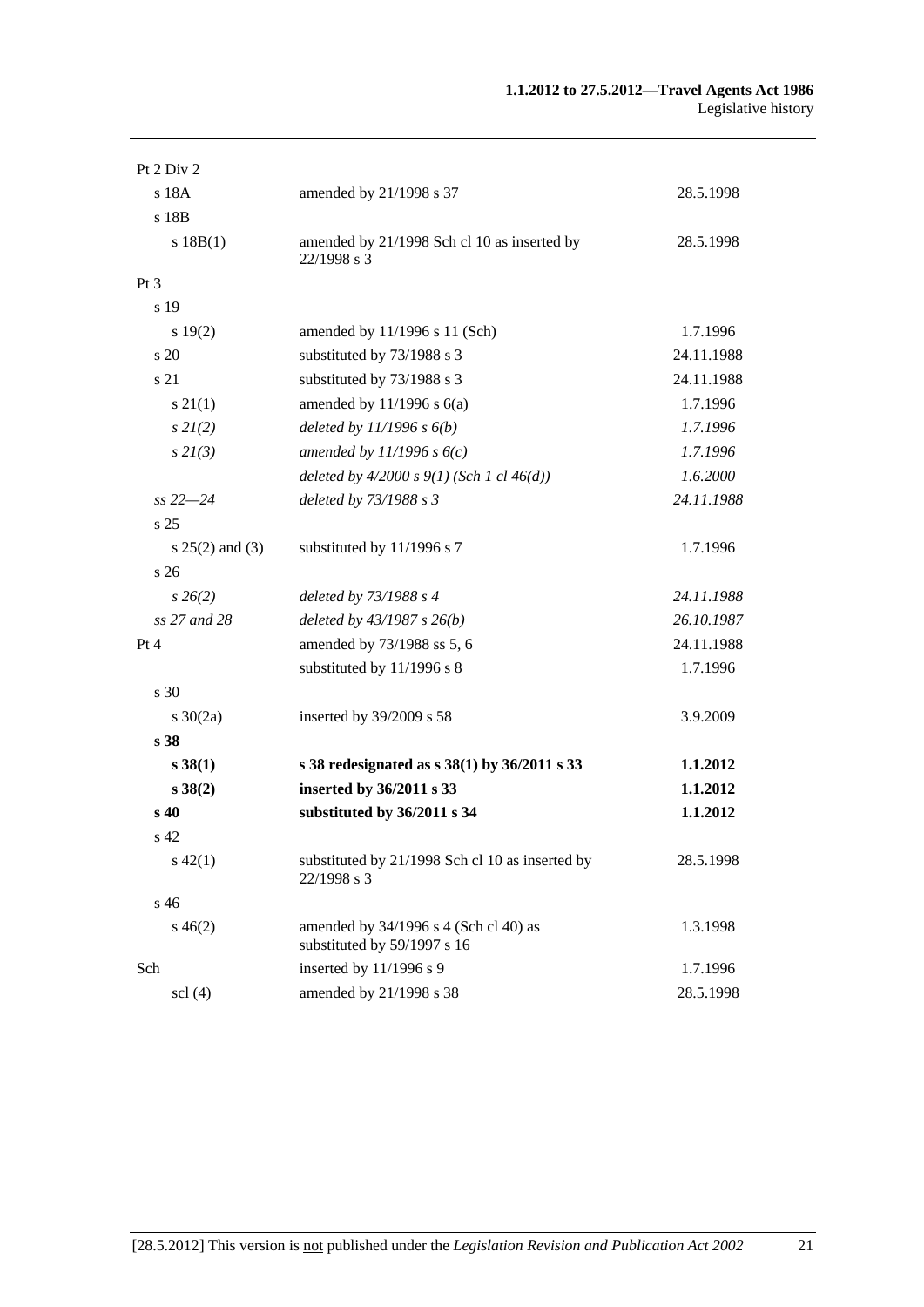| | | |
|---|---|---|
| Pt 2 Div 2 | | |
| s 18A | amended by 21/1998 s 37 | 28.5.1998 |
| s 18B | | |
| s 18B(1) | amended by 21/1998 Sch cl 10 as inserted by 22/1998 s 3 | 28.5.1998 |
| Pt 3 | | |
| s 19 | | |
| s 19(2) | amended by 11/1996 s 11 (Sch) | 1.7.1996 |
| s 20 | substituted by 73/1988 s 3 | 24.11.1988 |
| s 21 | substituted by 73/1988 s 3 | 24.11.1988 |
| s 21(1) | amended by 11/1996 s 6(a) | 1.7.1996 |
| *s 21(2)* | *deleted by 11/1996 s 6(b)* | *1.7.1996* |
| *s 21(3)* | *amended by 11/1996 s 6(c)* | *1.7.1996* |
| | *deleted by 4/2000 s 9(1) (Sch 1 cl 46(d))* | *1.6.2000* |
| *ss 22—24* | *deleted by 73/1988 s 3* | *24.11.1988* |
| s 25 | | |
| s 25(2) and (3) | substituted by 11/1996 s 7 | 1.7.1996 |
| s 26 | | |
| *s 26(2)* | *deleted by 73/1988 s 4* | *24.11.1988* |
| *ss 27 and 28* | *deleted by 43/1987 s 26(b)* | *26.10.1987* |
| Pt 4 | amended by 73/1988 ss 5, 6 | 24.11.1988 |
| | substituted by 11/1996 s 8 | 1.7.1996 |
| s 30 | | |
| s 30(2a) | inserted by 39/2009 s 58 | 3.9.2009 |
| **s 38** | | |
| **s 38(1)** | **s 38 redesignated as s 38(1) by 36/2011 s 33** | **1.1.2012** |
| **s 38(2)** | **inserted by 36/2011 s 33** | **1.1.2012** |
| **s 40** | **substituted by 36/2011 s 34** | **1.1.2012** |
| s 42 | | |
| s 42(1) | substituted by 21/1998 Sch cl 10 as inserted by 22/1998 s 3 | 28.5.1998 |
| s 46 | | |
| s 46(2) | amended by 34/1996 s 4 (Sch cl 40) as substituted by 59/1997 s 16 | 1.3.1998 |
| Sch | inserted by 11/1996 s 9 | 1.7.1996 |
| scl (4) | amended by 21/1998 s 38 | 28.5.1998 |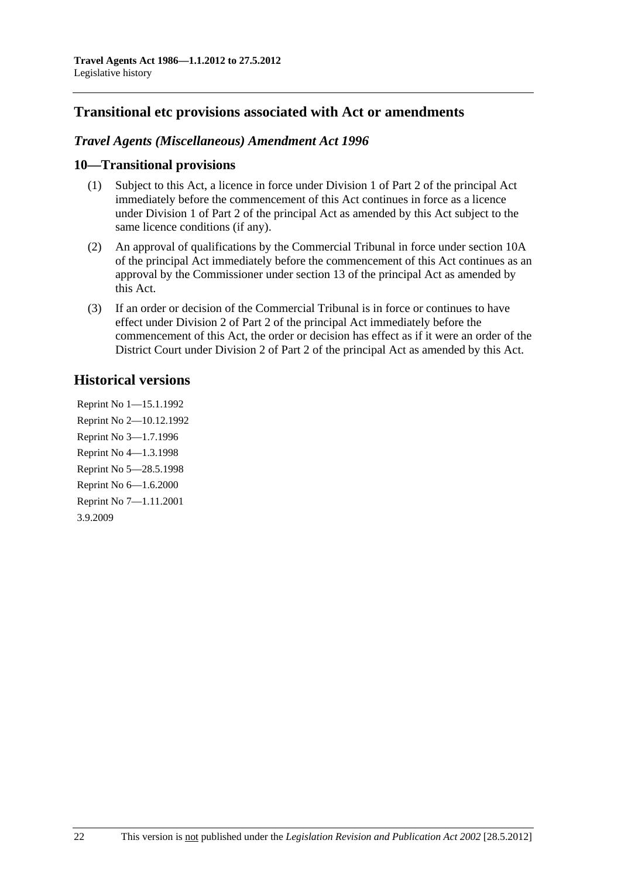## Transitional etc provisions associated with Act or amendments

### *Travel Agents (Miscellaneous) Amendment Act 1996*

### 10—Transitional provisions

(1) Subject to this Act, a licence in force under Division 1 of Part 2 of the principal Act immediately before the commencement of this Act continues in force as a licence under Division 1 of Part 2 of the principal Act as amended by this Act subject to the same licence conditions (if any).

(2) An approval of qualifications by the Commercial Tribunal in force under section 10A of the principal Act immediately before the commencement of this Act continues as an approval by the Commissioner under section 13 of the principal Act as amended by this Act.

(3) If an order or decision of the Commercial Tribunal is in force or continues to have effect under Division 2 of Part 2 of the principal Act immediately before the commencement of this Act, the order or decision has effect as if it were an order of the District Court under Division 2 of Part 2 of the principal Act as amended by this Act.

## Historical versions

Reprint No 1—15.1.1992

Reprint No 2—10.12.1992

Reprint No 3—1.7.1996

Reprint No 4—1.3.1998

Reprint No 5—28.5.1998

Reprint No 6—1.6.2000

Reprint No 7—1.11.2001

3.9.2009